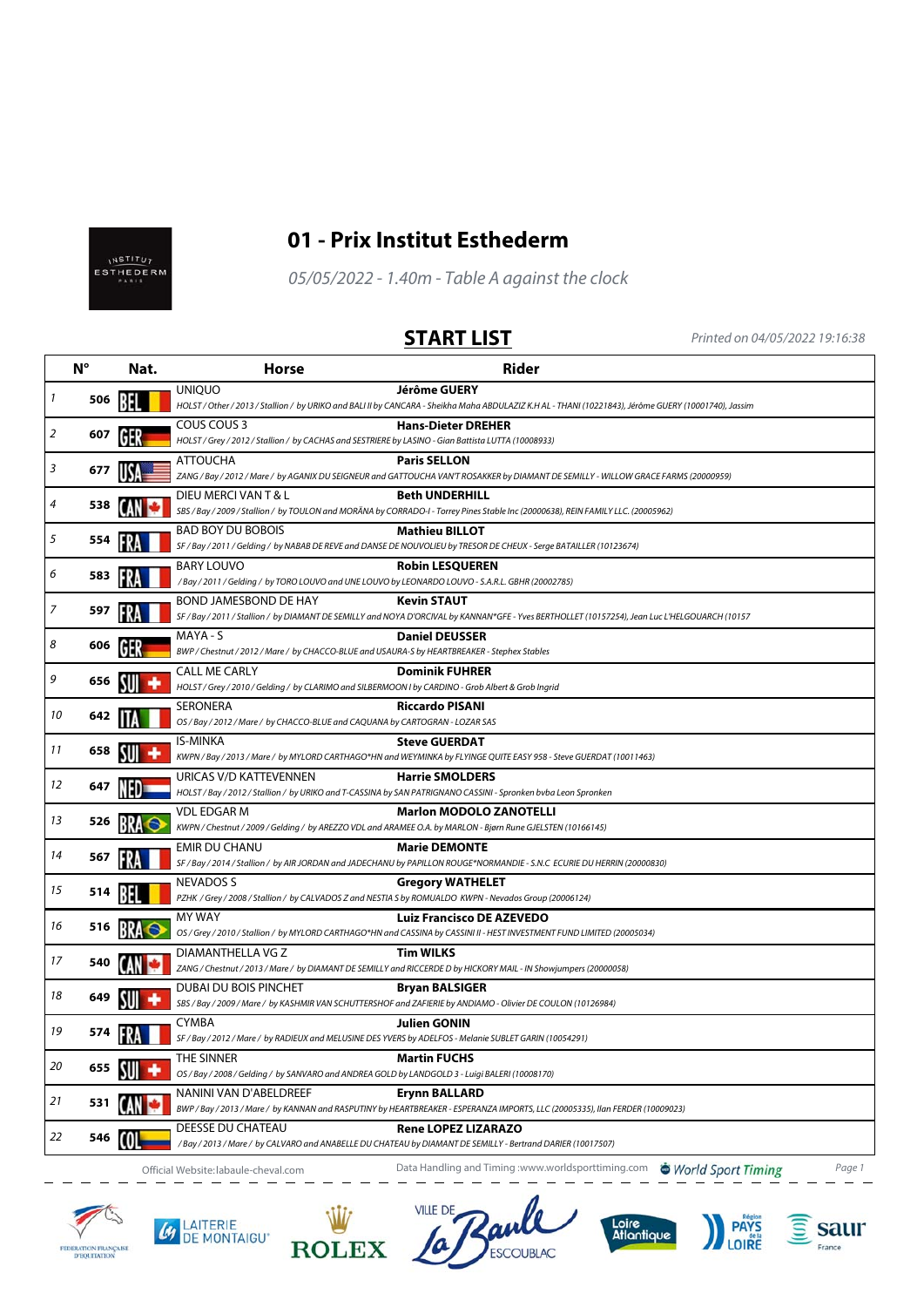# 01 - Prix Institut Esthederm

*05/05/2022 - 1.40m - Table A against the clock*

## START LIST

*Printed on 04/05/2022 19:16:38*

| | N° | Nat. | Horse | Rider |
|---|---|---|---|---|
| 1 | 506 | BEL | UNIQUO<br>*HOLST / Other / 2013 / Stallion / by URIKO and BALI II by CANCARA - Sheikha Maha ABDULAZIZ K.H AL - THANI (10221843), Jérôme GUERY (10001740), Jassim* | **Jérôme GUERY** |
| 2 | 607 | GER | COUS COUS 3<br>*HOLST / Grey / 2012 / Stallion / by CACHAS and SESTRIERE by LASINO - Gian Battista LUTTA (10008933)* | **Hans-Dieter DREHER** |
| 3 | 677 | USA | ATTOUCHA<br>*ZANG / Bay / 2012 / Mare / by AGANIX DU SEIGNEUR and GATTOUCHA VAN'T ROSAKKER by DIAMANT DE SEMILLY - WILLOW GRACE FARMS (20000959)* | **Paris SELLON** |
| 4 | 538 | CAN | DIEU MERCI VAN T & L<br>*SBS / Bay / 2009 / Stallion / by TOULON and MORĂNA by CORRADO-I - Torrey Pines Stable Inc (20000638), REIN FAMILY LLC. (20005962)* | **Beth UNDERHILL** |
| 5 | 554 | FRA | BAD BOY DU BOBOIS<br>*SF / Bay / 2011 / Gelding / by NABAB DE REVE and DANSE DE NOUVOLIEU by TRESOR DE CHEUX - Serge BATAILLER (10123674)* | **Mathieu BILLOT** |
| 6 | 583 | FRA | BARY LOUVO<br>*/ Bay / 2011 / Gelding / by TORO LOUVO and UNE LOUVO by LEONARDO LOUVO - S.A.R.L. GBHR (20002785)* | **Robin LESQUEREN** |
| 7 | 597 | FRA | BOND JAMESBOND DE HAY<br>*SF / Bay / 2011 / Stallion / by DIAMANT DE SEMILLY and NOYA D'ORCIVAL by KANNAN*GFE - Yves BERTHOLLET (10157254), Jean Luc L'HELGOUARCH (10157* | **Kevin STAUT** |
| 8 | 606 | GER | MAYA - S<br>*BWP / Chestnut / 2012 / Mare / by CHACCO-BLUE and USAURA-S by HEARTBREAKER - Stephex Stables* | **Daniel DEUSSER** |
| 9 | 656 | SUI | CALL ME CARLY<br>*HOLST / Grey / 2010 / Gelding / by CLARIMO and SILBERMOON I by CARDINO - Grob Albert & Grob Ingrid* | **Dominik FUHRER** |
| 10 | 642 | ITA | SERONERA<br>*OS / Bay / 2012 / Mare / by CHACCO-BLUE and CAQUANA by CARTOGRAN - LOZAR SAS* | **Riccardo PISANI** |
| 11 | 658 | SUI | IS-MINKA<br>*KWPN / Bay / 2013 / Mare / by MYLORD CARTHAGO*HN and WEYMINKA by FLYINGE QUITE EASY 958 - Steve GUERDAT (10011463)* | **Steve GUERDAT** |
| 12 | 647 | NED | URICAS V/D KATTEVENNEN<br>*HOLST / Bay / 2012 / Stallion / by URIKO and T-CASSINA by SAN PATRIGNANO CASSINI - Spronken bvba Leon Spronken* | **Harrie SMOLDERS** |
| 13 | 526 | BRA | VDL EDGAR M<br>*KWPN / Chestnut / 2009 / Gelding / by AREZZO VDL and ARAMEE O.A. by MARLON - Bjørn Rune GJELSTEN (10166145)* | **Marlon MODOLO ZANOTELLI** |
| 14 | 567 | FRA | EMIR DU CHANU<br>*SF / Bay / 2014 / Stallion / by AIR JORDAN and JADECHANU by PAPILLON ROUGE*NORMANDIE - S.N.C ECURIE DU HERRIN (20000830)* | **Marie DEMONTE** |
| 15 | 514 | BEL | NEVADOS S<br>*PZHK / Grey / 2008 / Stallion / by CALVADOS Z and NESTIA S by ROMUALDO KWPN - Nevados Group (20006124)* | **Gregory WATHELET** |
| 16 | 516 | BRA | MY WAY<br>*OS / Grey / 2010 / Stallion / by MYLORD CARTHAGO*HN and CASSINA by CASSINI II - HEST INVESTMENT FUND LIMITED (20005034)* | **Luiz Francisco DE AZEVEDO** |
| 17 | 540 | CAN | DIAMANTHELLA VG Z<br>*ZANG / Chestnut / 2013 / Mare / by DIAMANT DE SEMILLY and RICCERDE D by HICKORY MAIL - IN Showjumpers (20000058)* | **Tim WILKS** |
| 18 | 649 | SUI | DUBAI DU BOIS PINCHET<br>*SBS / Bay / 2009 / Mare / by KASHMIR VAN SCHUTTERSHOF and ZAFIERIE by ANDIAMO - Olivier DE COULON (10126984)* | **Bryan BALSIGER** |
| 19 | 574 | FRA | CYMBA<br>*SF / Bay / 2012 / Mare / by RADIEUX and MELUSINE DES YVERS by ADELFOS - Melanie SUBLET GARIN (10054291)* | **Julien GONIN** |
| 20 | 655 | SUI | THE SINNER<br>*OS / Bay / 2008 / Gelding / by SANVARO and ANDREA GOLD by LANDGOLD 3 - Luigi BALERI (10008170)* | **Martin FUCHS** |
| 21 | 531 | CAN | NANINI VAN D'ABELDREEF<br>*BWP / Bay / 2013 / Mare / by KANNAN and RASPUTINY by HEARTBREAKER - ESPERANZA IMPORTS, LLC (20005335), Ilan FERDER (10009023)* | **Erynn BALLARD** |
| 22 | 546 | COL | DEESSE DU CHATEAU<br>*/ Bay / 2013 / Mare / by CALVARO and ANABELLE DU CHATEAU by DIAMANT DE SEMILLY - Bertrand DARIER (10017507)* | **Rene LOPEZ LIZARAZO** |

Official Website: labaule-cheval.com

Data Handling and Timing: www.worldsporttiming.com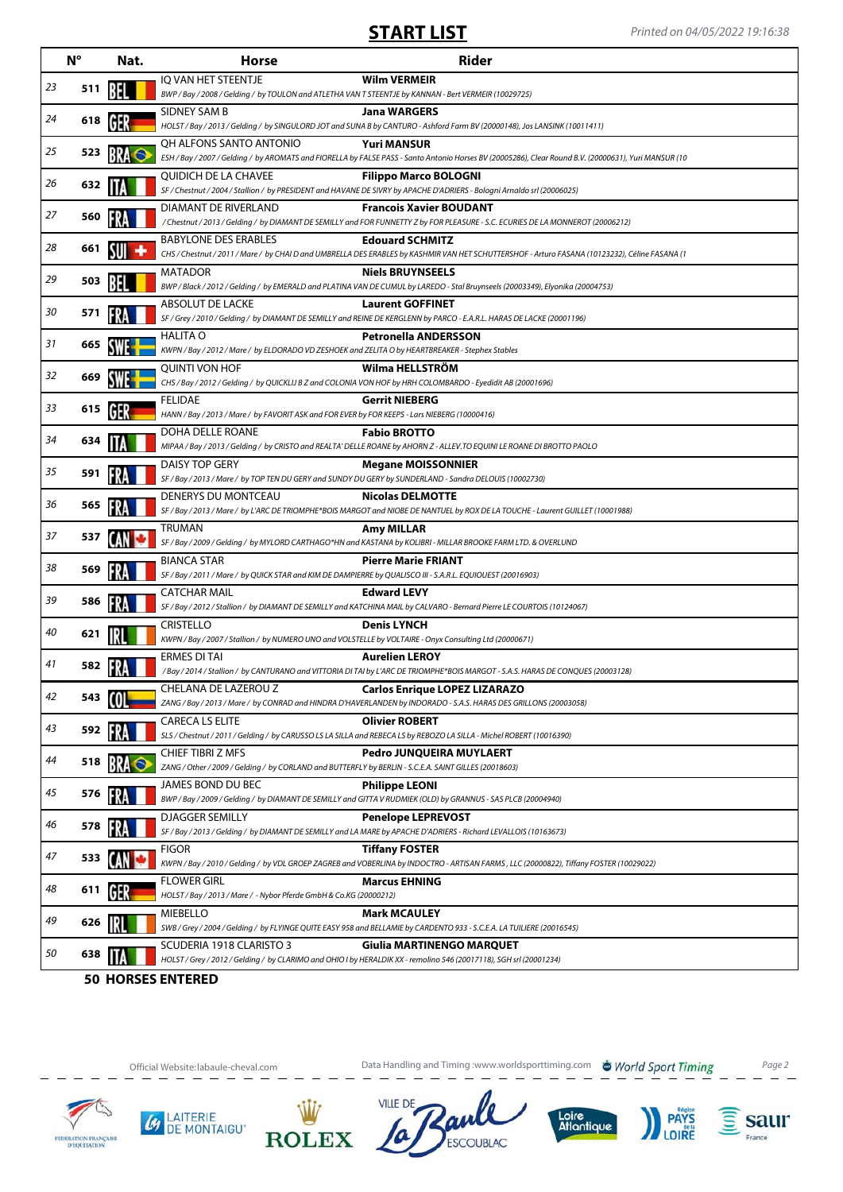# START LIST

Printed on 04/05/2022 19:16:38

| | N° | Nat. | Horse | Rider |
|---|---|---|---|---|
| 23 | 511 | BEL | IQ VAN HET STEENTJE<br>*BWP / Bay / 2008 / Gelding / by TOULON and ATLETHA VAN T STEENTJE by KANNAN - Bert VERMEIR (10029725)* | **Wilm VERMEIR** |
| 24 | 618 | GER | SIDNEY SAM B<br>*HOLST / Bay / 2013 / Gelding / by SINGULORD JOT and SUNA B by CANTURO - Ashford Farm BV (20000148), Jos LANSINK (10011411)* | **Jana WARGERS** |
| 25 | 523 | BRA | QH ALFONS SANTO ANTONIO<br>*ESH / Bay / 2007 / Gelding / by AROMATS and FIORELLA by FALSE PASS - Santo Antonio Horses BV (20005286), Clear Round B.V. (20000631), Yuri MANSUR (10* | **Yuri MANSUR** |
| 26 | 632 | ITA | QUIDICH DE LA CHAVEE<br>*SF / Chestnut / 2004 / Stallion / by PRESIDENT and HAVANE DE SIVRY by APACHE D'ADRIERS - Bologni Arnaldo srl (20006025)* | **Filippo Marco BOLOGNI** |
| 27 | 560 | FRA | DIAMANT DE RIVERLAND<br>*/ Chestnut / 2013 / Gelding / by DIAMANT DE SEMILLY and FOR FUNNETTY Z by FOR PLEASURE - S.C. ECURIES DE LA MONNEROT (20006212)* | **Francois Xavier BOUDANT** |
| 28 | 661 | SUI | BABYLONE DES ERABLES<br>*CHS / Chestnut / 2011 / Mare / by CHAI D and UMBRELLA DES ERABLES by KASHMIR VAN HET SCHUTTERSHOF - Arturo FASANA (10123232), Céline FASANA (1* | **Edouard SCHMITZ** |
| 29 | 503 | BEL | MATADOR<br>*BWP / Black / 2012 / Gelding / by EMERALD and PLATINA VAN DE CUMUL by LAREDO - Stal Bruynseels (20003349), Elyonika (20004753)* | **Niels BRUYNSEELS** |
| 30 | 571 | FRA | ABSOLUT DE LACKE<br>*SF / Grey / 2010 / Gelding / by DIAMANT DE SEMILLY and REINE DE KERGLENN by PARCO - E.A.R.L. HARAS DE LACKE (20001196)* | **Laurent GOFFINET** |
| 31 | 665 | SWE | HALITA O<br>*KWPN / Bay / 2012 / Mare / by ELDORADO VD ZESHOEK and ZELITA O by HEARTBREAKER - Stephex Stables* | **Petronella ANDERSSON** |
| 32 | 669 | SWE | QUINTI VON HOF<br>*CHS / Bay / 2012 / Gelding / by QUICKLIJ B Z and COLONIA VON HOF by HRH COLOMBARDO - Eyedidit AB (20001696)* | **Wilma HELLSTRÖM** |
| 33 | 615 | GER | FELIDAE<br>*HANN / Bay / 2013 / Mare / by FAVORIT ASK and FOR EVER by FOR KEEPS - Lars NIEBERG (10000416)* | **Gerrit NIEBERG** |
| 34 | 634 | ITA | DOHA DELLE ROANE<br>*MIPAA / Bay / 2013 / Gelding / by CRISTO and REALTA' DELLE ROANE by AHORN Z - ALLEV.TO EQUINI LE ROANE DI BROTTO PAOLO* | **Fabio BROTTO** |
| 35 | 591 | FRA | DAISY TOP GERY<br>*SF / Bay / 2013 / Mare / by TOP TEN DU GERY and SUNDY DU GERY by SUNDERLAND - Sandra DELOUIS (10002730)* | **Megane MOISSONNIER** |
| 36 | 565 | FRA | DENERYS DU MONTCEAU<br>*SF / Bay / 2013 / Mare / by L'ARC DE TRIOMPHE*BOIS MARGOT and NIOBE DE NANTUEL by ROX DE LA TOUCHE - Laurent GUILLET (10001988)* | **Nicolas DELMOTTE** |
| 37 | 537 | CAN | TRUMAN<br>*SF / Bay / 2009 / Gelding / by MYLORD CARTHAGO*HN and KASTANA by KOLIBRI - MILLAR BROOKE FARM LTD. & OVERLUND* | **Amy MILLAR** |
| 38 | 569 | FRA | BIANCA STAR<br>*SF / Bay / 2011 / Mare / by QUICK STAR and KIM DE DAMPIERRE by QUALISCO III - S.A.R.L. EQUIOUEST (20016903)* | **Pierre Marie FRIANT** |
| 39 | 586 | FRA | CATCHAR MAIL<br>*SF / Bay / 2012 / Stallion / by DIAMANT DE SEMILLY and KATCHINA MAIL by CALVARO - Bernard Pierre LE COURTOIS (10124067)* | **Edward LEVY** |
| 40 | 621 | IRL | CRISTELLO<br>*KWPN / Bay / 2007 / Stallion / by NUMERO UNO and VOLSTELLE by VOLTAIRE - Onyx Consulting Ltd (20000671)* | **Denis LYNCH** |
| 41 | 582 | FRA | ERMES DI TAI<br>*/ Bay / 2014 / Stallion / by CANTURANO and VITTORIA DI TAI by L'ARC DE TRIOMPHE*BOIS MARGOT - S.A.S. HARAS DE CONQUES (20003128)* | **Aurelien LEROY** |
| 42 | 543 | COL | CHELANA DE LAZEROU Z<br>*ZANG / Bay / 2013 / Mare / by CONRAD and HINDRA D'HAVERLANDEN by INDORADO - S.A.S. HARAS DES GRILLONS (20003058)* | **Carlos Enrique LOPEZ LIZARAZO** |
| 43 | 592 | FRA | CARECA LS ELITE<br>*SLS / Chestnut / 2011 / Gelding / by CARUSSO LS LA SILLA and REBECA LS by REBOZO LA SILLA - Michel ROBERT (10016390)* | **Olivier ROBERT** |
| 44 | 518 | BRA | CHIEF TIBRI Z MFS<br>*ZANG / Other / 2009 / Gelding / by CORLAND and BUTTERFLY by BERLIN - S.C.E.A. SAINT GILLES (20018603)* | **Pedro JUNQUEIRA MUYLAERT** |
| 45 | 576 | FRA | JAMES BOND DU BEC<br>*BWP / Bay / 2009 / Gelding / by DIAMANT DE SEMILLY and GITTA V RUDMIEK (OLD) by GRANNUS - SAS PLCB (20004940)* | **Philippe LEONI** |
| 46 | 578 | FRA | DJAGGER SEMILLY<br>*SF / Bay / 2013 / Gelding / by DIAMANT DE SEMILLY and LA MARE by APACHE D'ADRIERS - Richard LEVALLOIS (10163673)* | **Penelope LEPREVOST** |
| 47 | 533 | CAN | FIGOR<br>*KWPN / Bay / 2010 / Gelding / by VDL GROEP ZAGREB and VOBERLINA by INDOCTRO - ARTISAN FARMS , LLC (20000822), Tiffany FOSTER (10029022)* | **Tiffany FOSTER** |
| 48 | 611 | GER | FLOWER GIRL<br>*HOLST / Bay / 2013 / Mare / - Nybor Pferde GmbH & Co.KG (20000212)* | **Marcus EHNING** |
| 49 | 626 | IRL | MIEBELLO<br>*SWB / Grey / 2004 / Gelding / by FLYINGE QUITE EASY 958 and BELLAMIE by CARDENTO 933 - S.C.E.A. LA TUILIERE (20016545)* | **Mark MCAULEY** |
| 50 | 638 | ITA | SCUDERIA 1918 CLARISTO 3<br>*HOLST / Grey / 2012 / Gelding / by CLARIMO and OHIO I by HERALDIK XX - remolino 546 (20017118), SGH srl (20001234)* | **Giulia MARTINENGO MARQUET** |

**50 HORSES ENTERED**

Official Website: labaule-cheval.com

Data Handling and Timing :www.worldsporttiming.com World Sport Timing